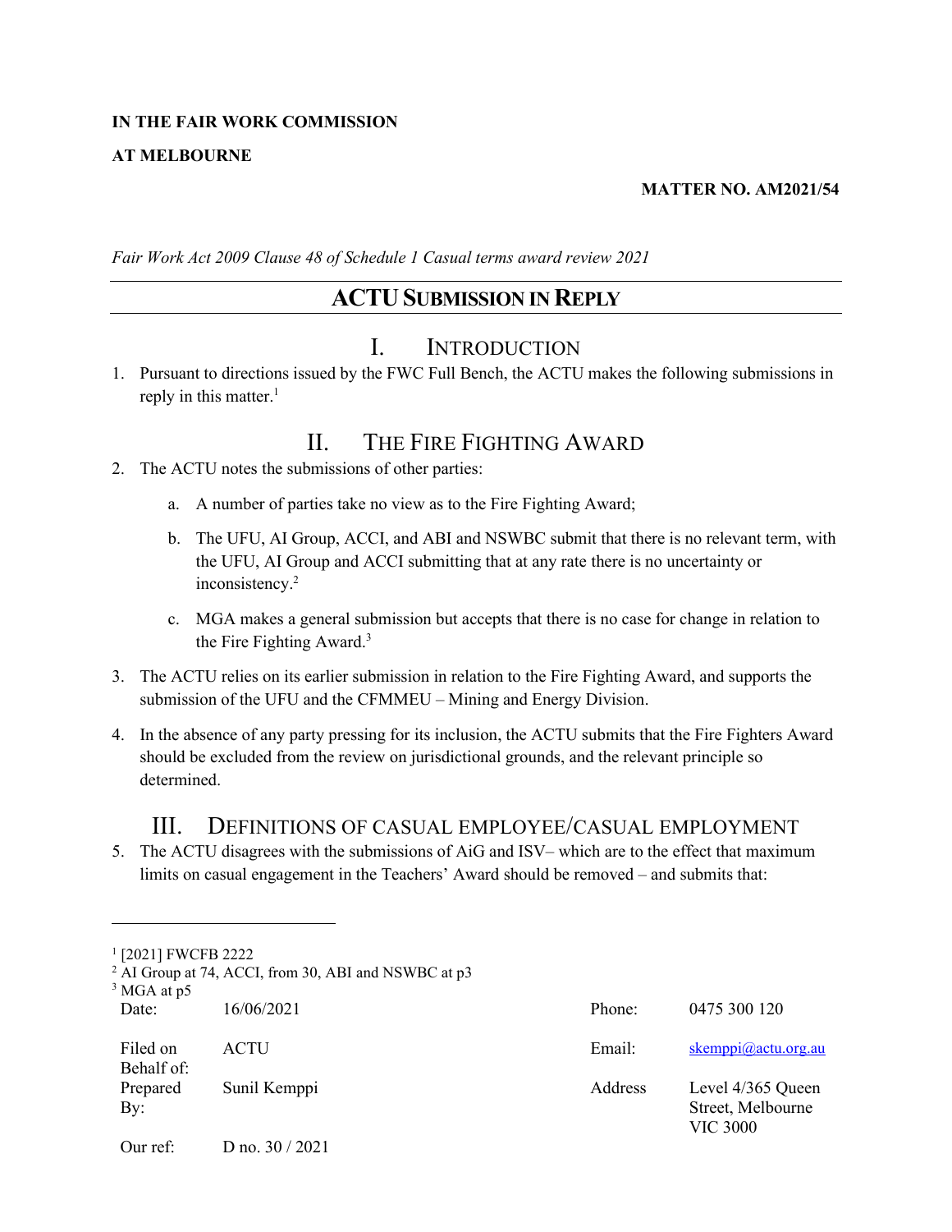**IN THE FAIR WORK COMMISSION**

**AT MELBOURNE**

**MATTER NO. AM2021/54**

*Fair Work Act 2009 Clause 48 of Schedule 1 Casual terms award review 2021*

# ACTU SUBMISSION IN REPLY

## I. INTRODUCTION

1. Pursuant to directions issued by the FWC Full Bench, the ACTU makes the following submissions in reply in this matter.[1]

## II. THE FIRE FIGHTING AWARD

2. The ACTU notes the submissions of other parties:

   a. A number of parties take no view as to the Fire Fighting Award;

   b. The UFU, AI Group, ACCI, and ABI and NSWBC submit that there is no relevant term, with the UFU, AI Group and ACCI submitting that at any rate there is no uncertainty or inconsistency.[2]

   c. MGA makes a general submission but accepts that there is no case for change in relation to the Fire Fighting Award.[3]

3. The ACTU relies on its earlier submission in relation to the Fire Fighting Award, and supports the submission of the UFU and the CFMMEU – Mining and Energy Division.

4. In the absence of any party pressing for its inclusion, the ACTU submits that the Fire Fighters Award should be excluded from the review on jurisdictional grounds, and the relevant principle so determined.

## III. DEFINITIONS OF CASUAL EMPLOYEE/CASUAL EMPLOYMENT

5. The ACTU disagrees with the submissions of AiG and ISV– which are to the effect that maximum limits on casual engagement in the Teachers' Award should be removed – and submits that:

---

[1] [2021] FWCFB 2222

[2] AI Group at 74, ACCI, from 30, ABI and NSWBC at p3

[3] MGA at p5

| | | | |
|---|---|---|---|
| Date: | 16/06/2021 | Phone: | 0475 300 120 |
| Filed on Behalf of: | ACTU | Email: | skemppi@actu.org.au |
| Prepared By: | Sunil Kemppi | Address | Level 4/365 Queen Street, Melbourne VIC 3000 |
| Our ref: | D no. 30 / 2021 | | |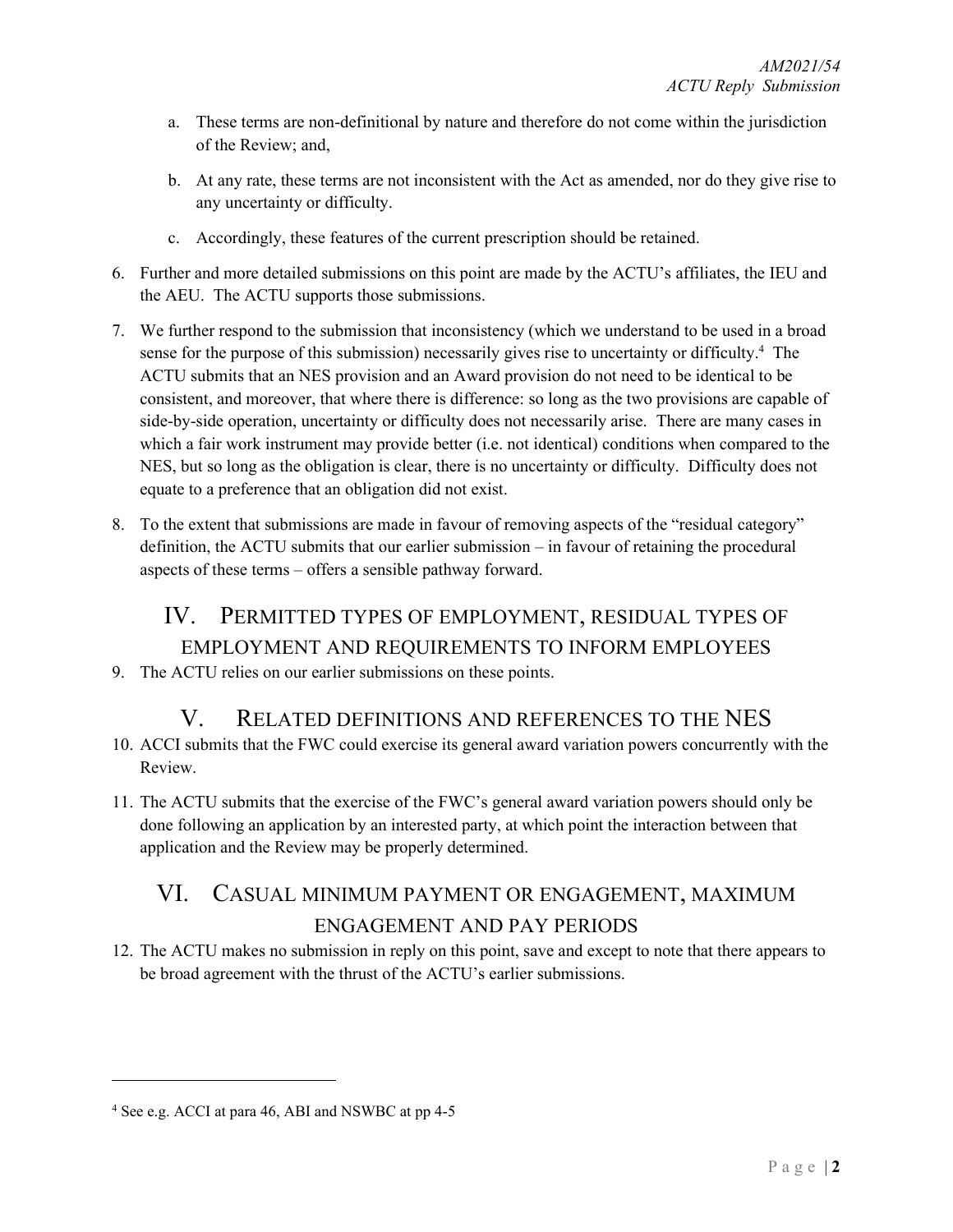a. These terms are non-definitional by nature and therefore do not come within the jurisdiction of the Review; and,

b. At any rate, these terms are not inconsistent with the Act as amended, nor do they give rise to any uncertainty or difficulty.

c. Accordingly, these features of the current prescription should be retained.

6. Further and more detailed submissions on this point are made by the ACTU's affiliates, the IEU and the AEU. The ACTU supports those submissions.

7. We further respond to the submission that inconsistency (which we understand to be used in a broad sense for the purpose of this submission) necessarily gives rise to uncertainty or difficulty.[4] The ACTU submits that an NES provision and an Award provision do not need to be identical to be consistent, and moreover, that where there is difference: so long as the two provisions are capable of side-by-side operation, uncertainty or difficulty does not necessarily arise. There are many cases in which a fair work instrument may provide better (i.e. not identical) conditions when compared to the NES, but so long as the obligation is clear, there is no uncertainty or difficulty. Difficulty does not equate to a preference that an obligation did not exist.

8. To the extent that submissions are made in favour of removing aspects of the "residual category" definition, the ACTU submits that our earlier submission – in favour of retaining the procedural aspects of these terms – offers a sensible pathway forward.

## IV. Permitted types of employment, residual types of employment and requirements to inform employees

9. The ACTU relies on our earlier submissions on these points.

## V. Related definitions and references to the NES

10. ACCI submits that the FWC could exercise its general award variation powers concurrently with the Review.

11. The ACTU submits that the exercise of the FWC's general award variation powers should only be done following an application by an interested party, at which point the interaction between that application and the Review may be properly determined.

## VI. Casual minimum payment or engagement, maximum engagement and pay periods

12. The ACTU makes no submission in reply on this point, save and except to note that there appears to be broad agreement with the thrust of the ACTU's earlier submissions.

---

[4] See e.g. ACCI at para 46, ABI and NSWBC at pp 4-5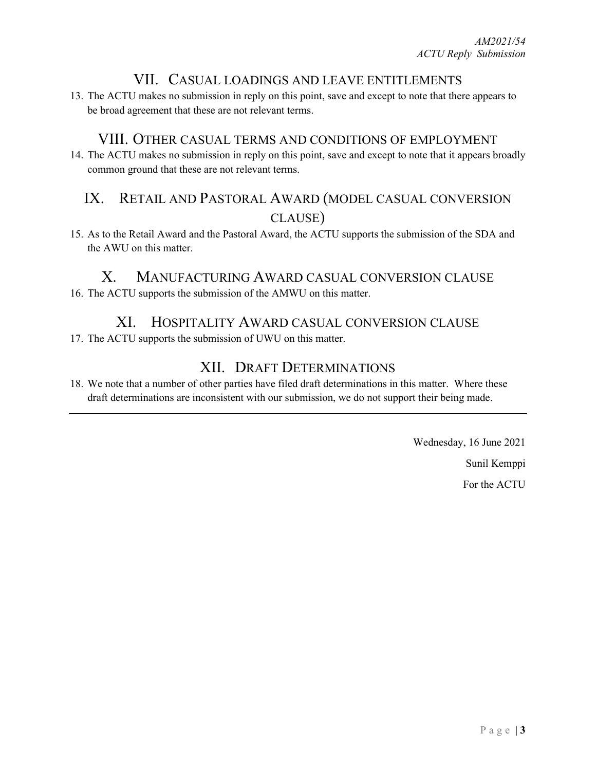## VII. Casual loadings and leave entitlements

13. The ACTU makes no submission in reply on this point, save and except to note that there appears to be broad agreement that these are not relevant terms.

## VIII. Other casual terms and conditions of employment

14. The ACTU makes no submission in reply on this point, save and except to note that it appears broadly common ground that these are not relevant terms.

## IX. Retail and Pastoral Award (model casual conversion clause)

15. As to the Retail Award and the Pastoral Award, the ACTU supports the submission of the SDA and the AWU on this matter.

## X. Manufacturing Award casual conversion clause

16. The ACTU supports the submission of the AMWU on this matter.

## XI. Hospitality Award casual conversion clause

17. The ACTU supports the submission of UWU on this matter.

## XII. Draft Determinations

18. We note that a number of other parties have filed draft determinations in this matter. Where these draft determinations are inconsistent with our submission, we do not support their being made.

---

Wednesday, 16 June 2021

Sunil Kemppi

For the ACTU